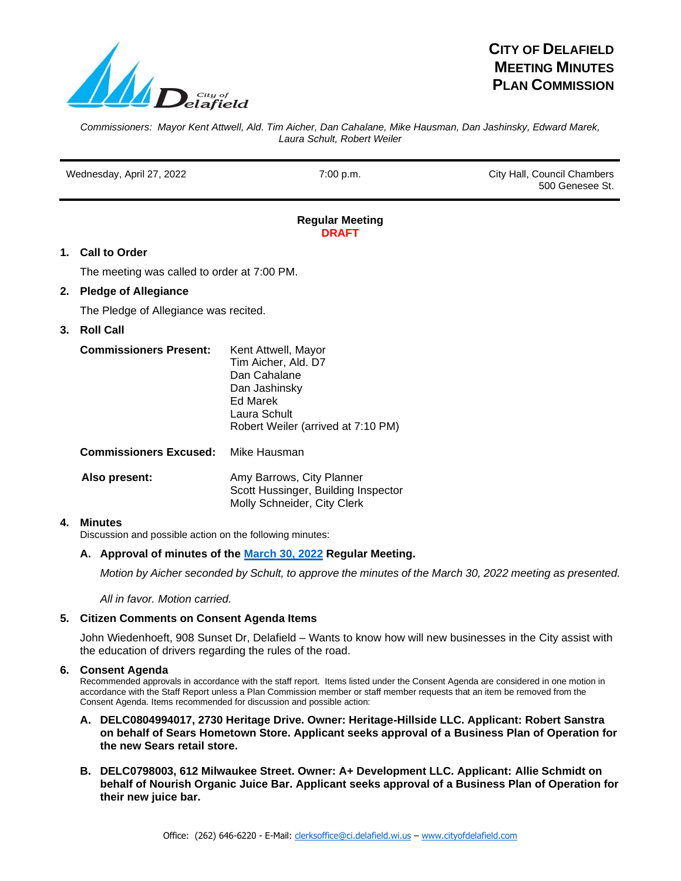# CITY OF DELAFIELD MEETING MINUTES PLAN COMMISSION

*Commissioners: Mayor Kent Attwell, Ald. Tim Aicher, Dan Cahalane, Mike Hausman, Dan Jashinsky, Edward Marek, Laura Schult, Robert Weiler*

| Wednesday, April 27, 2022 | 7:00 p.m. | City Hall, Council Chambers 500 Genesee St. |
|---|---|---|

**Regular Meeting**
**DRAFT**

## 1. Call to Order

The meeting was called to order at 7:00 PM.

## 2. Pledge of Allegiance

The Pledge of Allegiance was recited.

## 3. Roll Call

**Commissioners Present:**
Kent Attwell, Mayor
Tim Aicher, Ald. D7
Dan Cahalane
Dan Jashinsky
Ed Marek
Laura Schult
Robert Weiler (arrived at 7:10 PM)

**Commissioners Excused:** Mike Hausman

**Also present:**
Amy Barrows, City Planner
Scott Hussinger, Building Inspector
Molly Schneider, City Clerk

## 4. Minutes

Discussion and possible action on the following minutes:

### A. Approval of minutes of the March 30, 2022 Regular Meeting.

*Motion by Aicher seconded by Schult, to approve the minutes of the March 30, 2022 meeting as presented.*

*All in favor. Motion carried.*

## 5. Citizen Comments on Consent Agenda Items

John Wiedenhoeft, 908 Sunset Dr, Delafield – Wants to know how will new businesses in the City assist with the education of drivers regarding the rules of the road.

## 6. Consent Agenda

Recommended approvals in accordance with the staff report. Items listed under the Consent Agenda are considered in one motion in accordance with the Staff Report unless a Plan Commission member or staff member requests that an item be removed from the Consent Agenda. Items recommended for discussion and possible action:

**A. DELC0804994017, 2730 Heritage Drive. Owner: Heritage-Hillside LLC. Applicant: Robert Sanstra on behalf of Sears Hometown Store. Applicant seeks approval of a Business Plan of Operation for the new Sears retail store.**

**B. DELC0798003, 612 Milwaukee Street. Owner: A+ Development LLC. Applicant: Allie Schmidt on behalf of Nourish Organic Juice Bar. Applicant seeks approval of a Business Plan of Operation for their new juice bar.**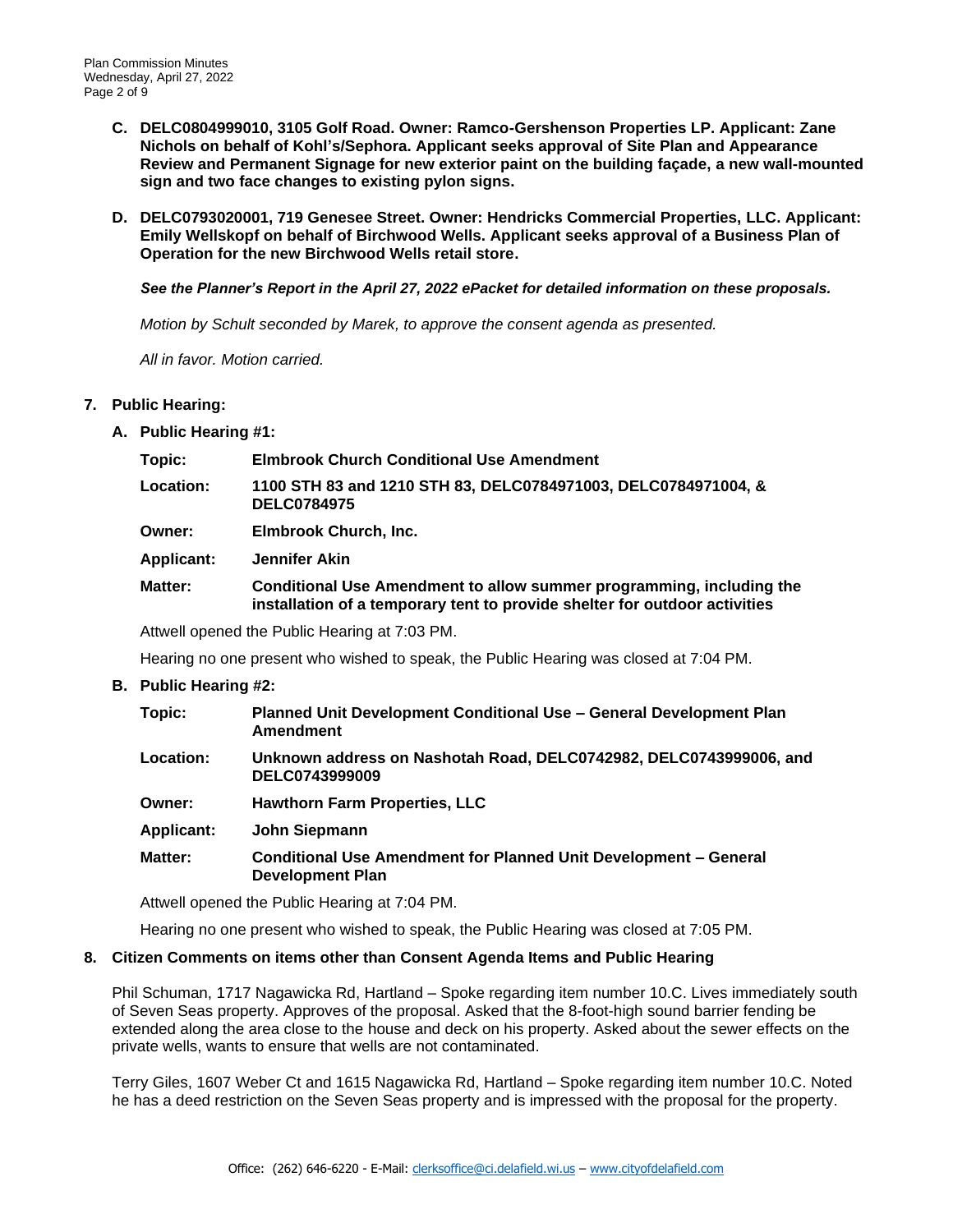**C. DELC0804999010, 3105 Golf Road. Owner: Ramco-Gershenson Properties LP. Applicant: Zane Nichols on behalf of Kohl's/Sephora. Applicant seeks approval of Site Plan and Appearance Review and Permanent Signage for new exterior paint on the building façade, a new wall-mounted sign and two face changes to existing pylon signs.**

**D. DELC0793020001, 719 Genesee Street. Owner: Hendricks Commercial Properties, LLC. Applicant: Emily Wellskopf on behalf of Birchwood Wells. Applicant seeks approval of a Business Plan of Operation for the new Birchwood Wells retail store.**

***See the Planner's Report in the April 27, 2022 ePacket for detailed information on these proposals.***

*Motion by Schult seconded by Marek, to approve the consent agenda as presented.*

*All in favor. Motion carried.*

**7. Public Hearing:**

**A. Public Hearing #1:**

| | |
|---|---|
| **Topic:** | **Elmbrook Church Conditional Use Amendment** |
| **Location:** | **1100 STH 83 and 1210 STH 83, DELC0784971003, DELC0784971004, & DELC0784975** |
| **Owner:** | **Elmbrook Church, Inc.** |
| **Applicant:** | **Jennifer Akin** |
| **Matter:** | **Conditional Use Amendment to allow summer programming, including the installation of a temporary tent to provide shelter for outdoor activities** |

Attwell opened the Public Hearing at 7:03 PM.

Hearing no one present who wished to speak, the Public Hearing was closed at 7:04 PM.

**B. Public Hearing #2:**

| | |
|---|---|
| **Topic:** | **Planned Unit Development Conditional Use – General Development Plan Amendment** |
| **Location:** | **Unknown address on Nashotah Road, DELC0742982, DELC0743999006, and DELC0743999009** |
| **Owner:** | **Hawthorn Farm Properties, LLC** |
| **Applicant:** | **John Siepmann** |
| **Matter:** | **Conditional Use Amendment for Planned Unit Development – General Development Plan** |

Attwell opened the Public Hearing at 7:04 PM.

Hearing no one present who wished to speak, the Public Hearing was closed at 7:05 PM.

**8. Citizen Comments on items other than Consent Agenda Items and Public Hearing**

Phil Schuman, 1717 Nagawicka Rd, Hartland – Spoke regarding item number 10.C. Lives immediately south of Seven Seas property. Approves of the proposal. Asked that the 8-foot-high sound barrier fending be extended along the area close to the house and deck on his property. Asked about the sewer effects on the private wells, wants to ensure that wells are not contaminated.

Terry Giles, 1607 Weber Ct and 1615 Nagawicka Rd, Hartland – Spoke regarding item number 10.C. Noted he has a deed restriction on the Seven Seas property and is impressed with the proposal for the property.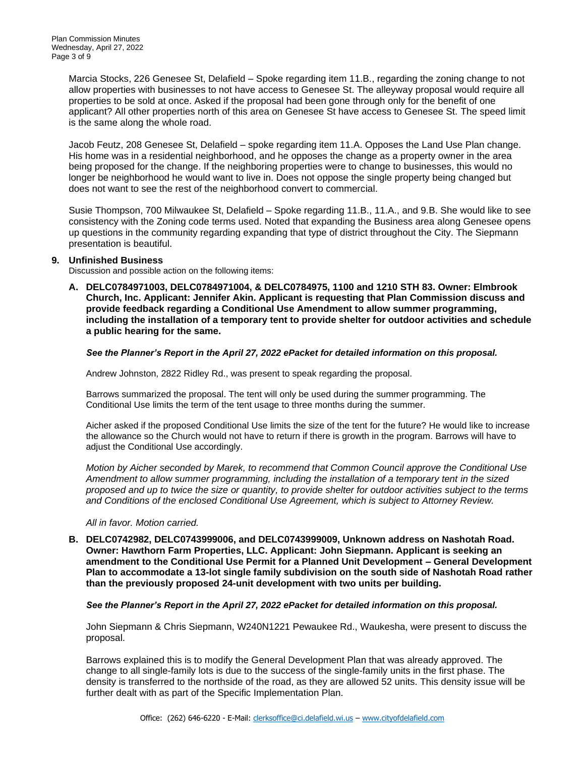Marcia Stocks, 226 Genesee St, Delafield – Spoke regarding item 11.B., regarding the zoning change to not allow properties with businesses to not have access to Genesee St. The alleyway proposal would require all properties to be sold at once. Asked if the proposal had been gone through only for the benefit of one applicant? All other properties north of this area on Genesee St have access to Genesee St. The speed limit is the same along the whole road.

Jacob Feutz, 208 Genesee St, Delafield – spoke regarding item 11.A. Opposes the Land Use Plan change. His home was in a residential neighborhood, and he opposes the change as a property owner in the area being proposed for the change. If the neighboring properties were to change to businesses, this would no longer be neighborhood he would want to live in. Does not oppose the single property being changed but does not want to see the rest of the neighborhood convert to commercial.

Susie Thompson, 700 Milwaukee St, Delafield – Spoke regarding 11.B., 11.A., and 9.B. She would like to see consistency with the Zoning code terms used. Noted that expanding the Business area along Genesee opens up questions in the community regarding expanding that type of district throughout the City. The Siepmann presentation is beautiful.

## 9. Unfinished Business

Discussion and possible action on the following items:

**A. DELC0784971003, DELC0784971004, & DELC0784975, 1100 and 1210 STH 83. Owner: Elmbrook Church, Inc. Applicant: Jennifer Akin. Applicant is requesting that Plan Commission discuss and provide feedback regarding a Conditional Use Amendment to allow summer programming, including the installation of a temporary tent to provide shelter for outdoor activities and schedule a public hearing for the same.**

***See the Planner's Report in the April 27, 2022 ePacket for detailed information on this proposal.***

Andrew Johnston, 2822 Ridley Rd., was present to speak regarding the proposal.

Barrows summarized the proposal. The tent will only be used during the summer programming. The Conditional Use limits the term of the tent usage to three months during the summer.

Aicher asked if the proposed Conditional Use limits the size of the tent for the future? He would like to increase the allowance so the Church would not have to return if there is growth in the program. Barrows will have to adjust the Conditional Use accordingly.

*Motion by Aicher seconded by Marek, to recommend that Common Council approve the Conditional Use Amendment to allow summer programming, including the installation of a temporary tent in the sized proposed and up to twice the size or quantity, to provide shelter for outdoor activities subject to the terms and Conditions of the enclosed Conditional Use Agreement, which is subject to Attorney Review.*

*All in favor. Motion carried.*

**B. DELC0742982, DELC0743999006, and DELC0743999009, Unknown address on Nashotah Road. Owner: Hawthorn Farm Properties, LLC. Applicant: John Siepmann. Applicant is seeking an amendment to the Conditional Use Permit for a Planned Unit Development – General Development Plan to accommodate a 13-lot single family subdivision on the south side of Nashotah Road rather than the previously proposed 24-unit development with two units per building.**

***See the Planner's Report in the April 27, 2022 ePacket for detailed information on this proposal.***

John Siepmann & Chris Siepmann, W240N1221 Pewaukee Rd., Waukesha, were present to discuss the proposal.

Barrows explained this is to modify the General Development Plan that was already approved. The change to all single-family lots is due to the success of the single-family units in the first phase. The density is transferred to the northside of the road, as they are allowed 52 units. This density issue will be further dealt with as part of the Specific Implementation Plan.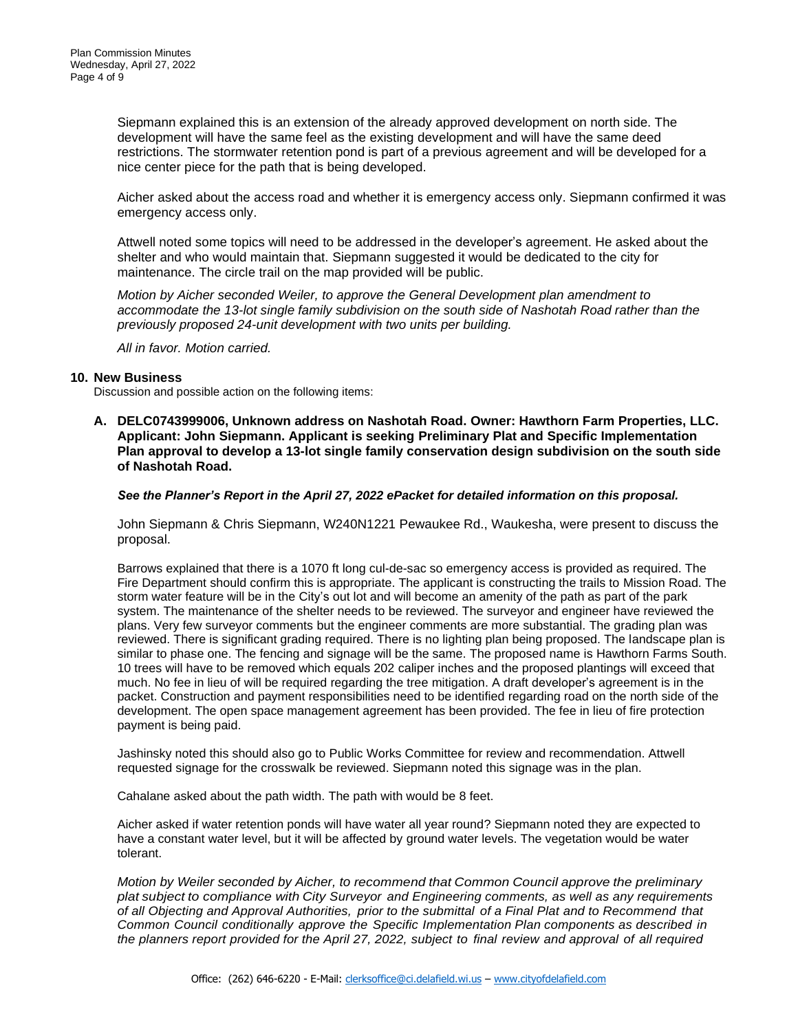Siepmann explained this is an extension of the already approved development on north side. The development will have the same feel as the existing development and will have the same deed restrictions. The stormwater retention pond is part of a previous agreement and will be developed for a nice center piece for the path that is being developed.

Aicher asked about the access road and whether it is emergency access only. Siepmann confirmed it was emergency access only.

Attwell noted some topics will need to be addressed in the developer's agreement. He asked about the shelter and who would maintain that. Siepmann suggested it would be dedicated to the city for maintenance. The circle trail on the map provided will be public.

*Motion by Aicher seconded Weiler, to approve the General Development plan amendment to accommodate the 13-lot single family subdivision on the south side of Nashotah Road rather than the previously proposed 24-unit development with two units per building.*

*All in favor. Motion carried.*

## 10. New Business

Discussion and possible action on the following items:

**A. DELC0743999006, Unknown address on Nashotah Road. Owner: Hawthorn Farm Properties, LLC. Applicant: John Siepmann. Applicant is seeking Preliminary Plat and Specific Implementation Plan approval to develop a 13-lot single family conservation design subdivision on the south side of Nashotah Road.**

***See the Planner's Report in the April 27, 2022 ePacket for detailed information on this proposal.***

John Siepmann & Chris Siepmann, W240N1221 Pewaukee Rd., Waukesha, were present to discuss the proposal.

Barrows explained that there is a 1070 ft long cul-de-sac so emergency access is provided as required. The Fire Department should confirm this is appropriate. The applicant is constructing the trails to Mission Road. The storm water feature will be in the City's out lot and will become an amenity of the path as part of the park system. The maintenance of the shelter needs to be reviewed. The surveyor and engineer have reviewed the plans. Very few surveyor comments but the engineer comments are more substantial. The grading plan was reviewed. There is significant grading required. There is no lighting plan being proposed. The landscape plan is similar to phase one. The fencing and signage will be the same. The proposed name is Hawthorn Farms South. 10 trees will have to be removed which equals 202 caliper inches and the proposed plantings will exceed that much. No fee in lieu of will be required regarding the tree mitigation. A draft developer's agreement is in the packet. Construction and payment responsibilities need to be identified regarding road on the north side of the development. The open space management agreement has been provided. The fee in lieu of fire protection payment is being paid.

Jashinsky noted this should also go to Public Works Committee for review and recommendation. Attwell requested signage for the crosswalk be reviewed. Siepmann noted this signage was in the plan.

Cahalane asked about the path width. The path with would be 8 feet.

Aicher asked if water retention ponds will have water all year round? Siepmann noted they are expected to have a constant water level, but it will be affected by ground water levels. The vegetation would be water tolerant.

*Motion by Weiler seconded by Aicher, to recommend that Common Council approve the preliminary plat subject to compliance with City Surveyor and Engineering comments, as well as any requirements of all Objecting and Approval Authorities, prior to the submittal of a Final Plat and to Recommend that Common Council conditionally approve the Specific Implementation Plan components as described in the planners report provided for the April 27, 2022, subject to final review and approval of all required*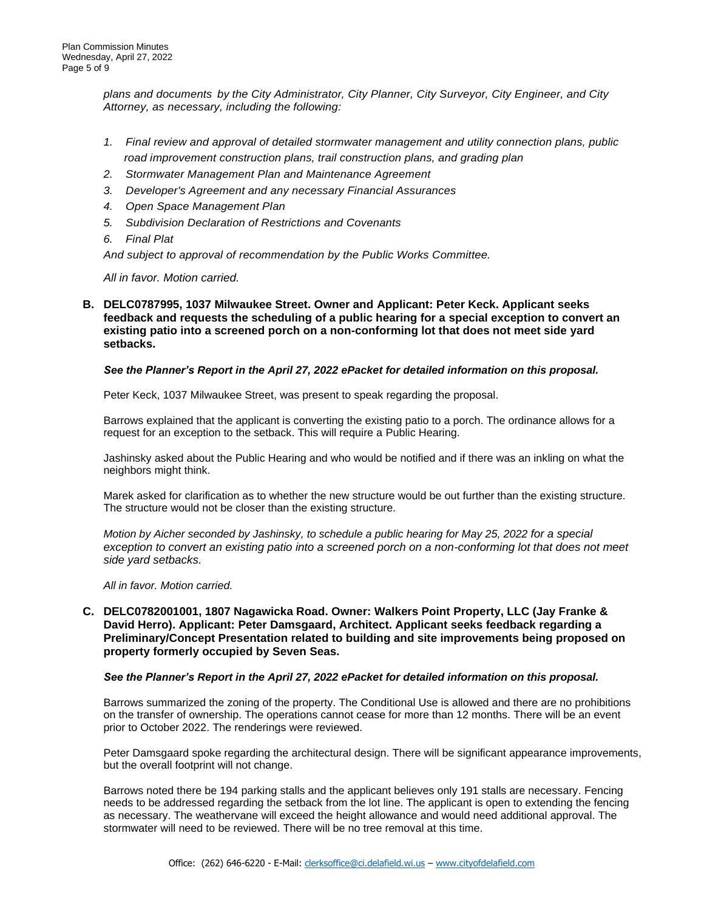*plans and documents by the City Administrator, City Planner, City Surveyor, City Engineer, and City Attorney, as necessary, including the following:*

1. *Final review and approval of detailed stormwater management and utility connection plans, public road improvement construction plans, trail construction plans, and grading plan*
2. *Stormwater Management Plan and Maintenance Agreement*
3. *Developer's Agreement and any necessary Financial Assurances*
4. *Open Space Management Plan*
5. *Subdivision Declaration of Restrictions and Covenants*
6. *Final Plat*

*And subject to approval of recommendation by the Public Works Committee.*

*All in favor. Motion carried.*

**B. DELC0787995, 1037 Milwaukee Street. Owner and Applicant: Peter Keck. Applicant seeks feedback and requests the scheduling of a public hearing for a special exception to convert an existing patio into a screened porch on a non-conforming lot that does not meet side yard setbacks.**

***See the Planner's Report in the April 27, 2022 ePacket for detailed information on this proposal.***

Peter Keck, 1037 Milwaukee Street, was present to speak regarding the proposal.

Barrows explained that the applicant is converting the existing patio to a porch. The ordinance allows for a request for an exception to the setback. This will require a Public Hearing.

Jashinsky asked about the Public Hearing and who would be notified and if there was an inkling on what the neighbors might think.

Marek asked for clarification as to whether the new structure would be out further than the existing structure. The structure would not be closer than the existing structure.

*Motion by Aicher seconded by Jashinsky, to schedule a public hearing for May 25, 2022 for a special exception to convert an existing patio into a screened porch on a non-conforming lot that does not meet side yard setbacks.*

*All in favor. Motion carried.*

**C. DELC0782001001, 1807 Nagawicka Road. Owner: Walkers Point Property, LLC (Jay Franke & David Herro). Applicant: Peter Damsgaard, Architect. Applicant seeks feedback regarding a Preliminary/Concept Presentation related to building and site improvements being proposed on property formerly occupied by Seven Seas.**

***See the Planner's Report in the April 27, 2022 ePacket for detailed information on this proposal.***

Barrows summarized the zoning of the property. The Conditional Use is allowed and there are no prohibitions on the transfer of ownership. The operations cannot cease for more than 12 months. There will be an event prior to October 2022. The renderings were reviewed.

Peter Damsgaard spoke regarding the architectural design. There will be significant appearance improvements, but the overall footprint will not change.

Barrows noted there be 194 parking stalls and the applicant believes only 191 stalls are necessary. Fencing needs to be addressed regarding the setback from the lot line. The applicant is open to extending the fencing as necessary. The weathervane will exceed the height allowance and would need additional approval. The stormwater will need to be reviewed. There will be no tree removal at this time.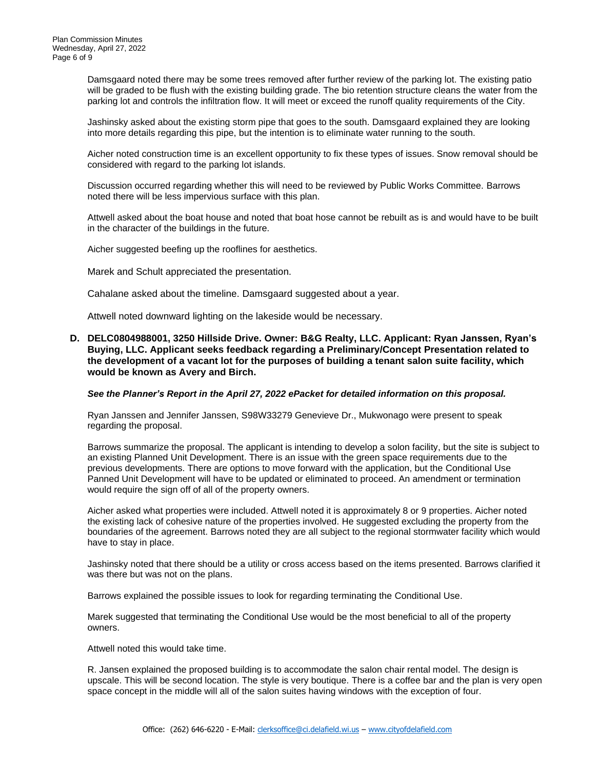Damsgaard noted there may be some trees removed after further review of the parking lot. The existing patio will be graded to be flush with the existing building grade. The bio retention structure cleans the water from the parking lot and controls the infiltration flow. It will meet or exceed the runoff quality requirements of the City.

Jashinsky asked about the existing storm pipe that goes to the south. Damsgaard explained they are looking into more details regarding this pipe, but the intention is to eliminate water running to the south.

Aicher noted construction time is an excellent opportunity to fix these types of issues. Snow removal should be considered with regard to the parking lot islands.

Discussion occurred regarding whether this will need to be reviewed by Public Works Committee. Barrows noted there will be less impervious surface with this plan.

Attwell asked about the boat house and noted that boat hose cannot be rebuilt as is and would have to be built in the character of the buildings in the future.

Aicher suggested beefing up the rooflines for aesthetics.

Marek and Schult appreciated the presentation.

Cahalane asked about the timeline. Damsgaard suggested about a year.

Attwell noted downward lighting on the lakeside would be necessary.

**D. DELC0804988001, 3250 Hillside Drive. Owner: B&G Realty, LLC. Applicant: Ryan Janssen, Ryan's Buying, LLC. Applicant seeks feedback regarding a Preliminary/Concept Presentation related to the development of a vacant lot for the purposes of building a tenant salon suite facility, which would be known as Avery and Birch.**

***See the Planner's Report in the April 27, 2022 ePacket for detailed information on this proposal.***

Ryan Janssen and Jennifer Janssen, S98W33279 Genevieve Dr., Mukwonago were present to speak regarding the proposal.

Barrows summarize the proposal. The applicant is intending to develop a solon facility, but the site is subject to an existing Planned Unit Development. There is an issue with the green space requirements due to the previous developments. There are options to move forward with the application, but the Conditional Use Panned Unit Development will have to be updated or eliminated to proceed. An amendment or termination would require the sign off of all of the property owners.

Aicher asked what properties were included. Attwell noted it is approximately 8 or 9 properties. Aicher noted the existing lack of cohesive nature of the properties involved. He suggested excluding the property from the boundaries of the agreement. Barrows noted they are all subject to the regional stormwater facility which would have to stay in place.

Jashinsky noted that there should be a utility or cross access based on the items presented. Barrows clarified it was there but was not on the plans.

Barrows explained the possible issues to look for regarding terminating the Conditional Use.

Marek suggested that terminating the Conditional Use would be the most beneficial to all of the property owners.

Attwell noted this would take time.

R. Jansen explained the proposed building is to accommodate the salon chair rental model. The design is upscale. This will be second location. The style is very boutique. There is a coffee bar and the plan is very open space concept in the middle will all of the salon suites having windows with the exception of four.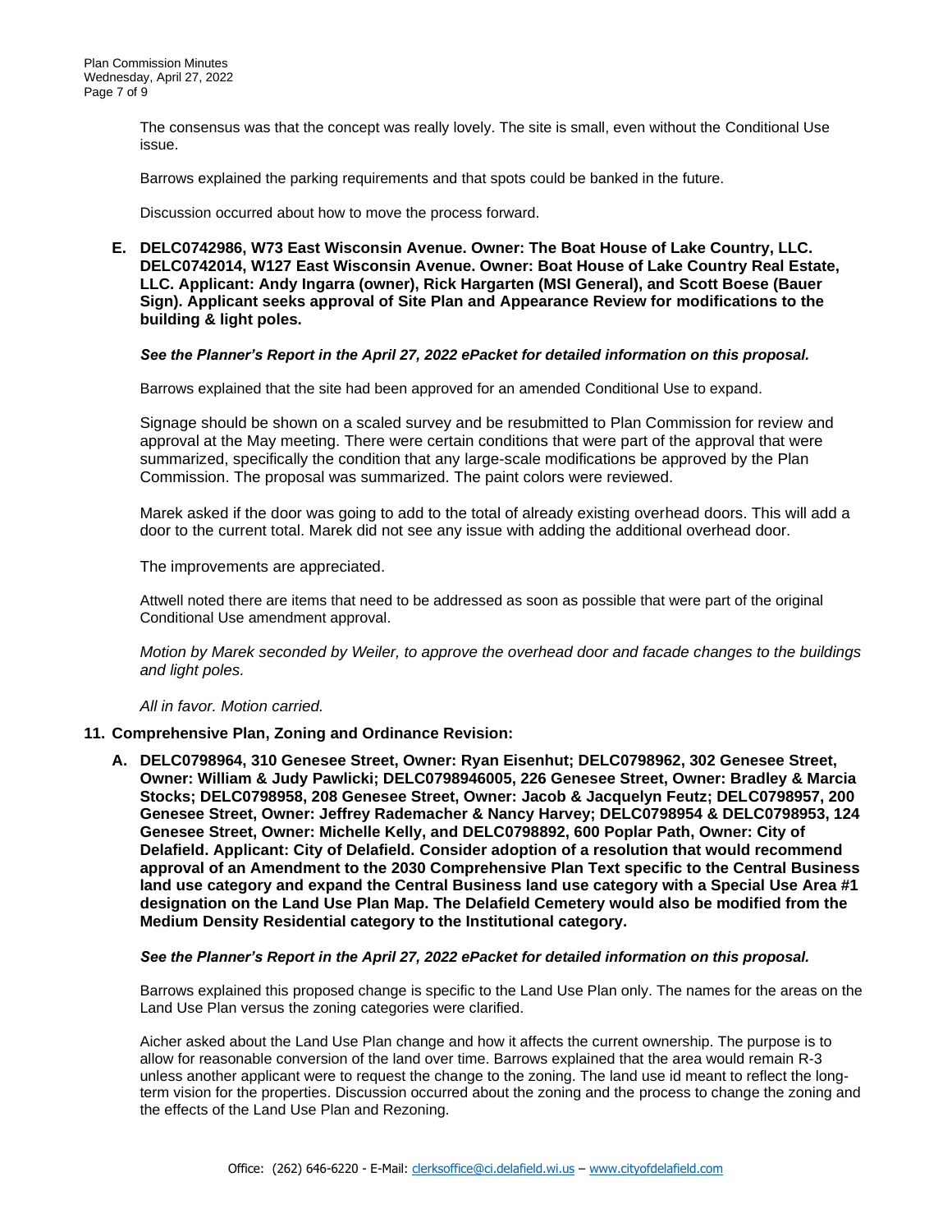The consensus was that the concept was really lovely. The site is small, even without the Conditional Use issue.

Barrows explained the parking requirements and that spots could be banked in the future.

Discussion occurred about how to move the process forward.

**E. DELC0742986, W73 East Wisconsin Avenue. Owner: The Boat House of Lake Country, LLC. DELC0742014, W127 East Wisconsin Avenue. Owner: Boat House of Lake Country Real Estate, LLC. Applicant: Andy Ingarra (owner), Rick Hargarten (MSI General), and Scott Boese (Bauer Sign). Applicant seeks approval of Site Plan and Appearance Review for modifications to the building & light poles.**

***See the Planner's Report in the April 27, 2022 ePacket for detailed information on this proposal.***

Barrows explained that the site had been approved for an amended Conditional Use to expand.

Signage should be shown on a scaled survey and be resubmitted to Plan Commission for review and approval at the May meeting. There were certain conditions that were part of the approval that were summarized, specifically the condition that any large-scale modifications be approved by the Plan Commission. The proposal was summarized. The paint colors were reviewed.

Marek asked if the door was going to add to the total of already existing overhead doors. This will add a door to the current total. Marek did not see any issue with adding the additional overhead door.

The improvements are appreciated.

Attwell noted there are items that need to be addressed as soon as possible that were part of the original Conditional Use amendment approval.

*Motion by Marek seconded by Weiler, to approve the overhead door and facade changes to the buildings and light poles.*

*All in favor. Motion carried.*

**11. Comprehensive Plan, Zoning and Ordinance Revision:**

**A. DELC0798964, 310 Genesee Street, Owner: Ryan Eisenhut; DELC0798962, 302 Genesee Street, Owner: William & Judy Pawlicki; DELC0798946005, 226 Genesee Street, Owner: Bradley & Marcia Stocks; DELC0798958, 208 Genesee Street, Owner: Jacob & Jacquelyn Feutz; DELC0798957, 200 Genesee Street, Owner: Jeffrey Rademacher & Nancy Harvey; DELC0798954 & DELC0798953, 124 Genesee Street, Owner: Michelle Kelly, and DELC0798892, 600 Poplar Path, Owner: City of Delafield. Applicant: City of Delafield. Consider adoption of a resolution that would recommend approval of an Amendment to the 2030 Comprehensive Plan Text specific to the Central Business land use category and expand the Central Business land use category with a Special Use Area #1 designation on the Land Use Plan Map. The Delafield Cemetery would also be modified from the Medium Density Residential category to the Institutional category.**

***See the Planner's Report in the April 27, 2022 ePacket for detailed information on this proposal.***

Barrows explained this proposed change is specific to the Land Use Plan only. The names for the areas on the Land Use Plan versus the zoning categories were clarified.

Aicher asked about the Land Use Plan change and how it affects the current ownership. The purpose is to allow for reasonable conversion of the land over time. Barrows explained that the area would remain R-3 unless another applicant were to request the change to the zoning. The land use id meant to reflect the long-term vision for the properties. Discussion occurred about the zoning and the process to change the zoning and the effects of the Land Use Plan and Rezoning.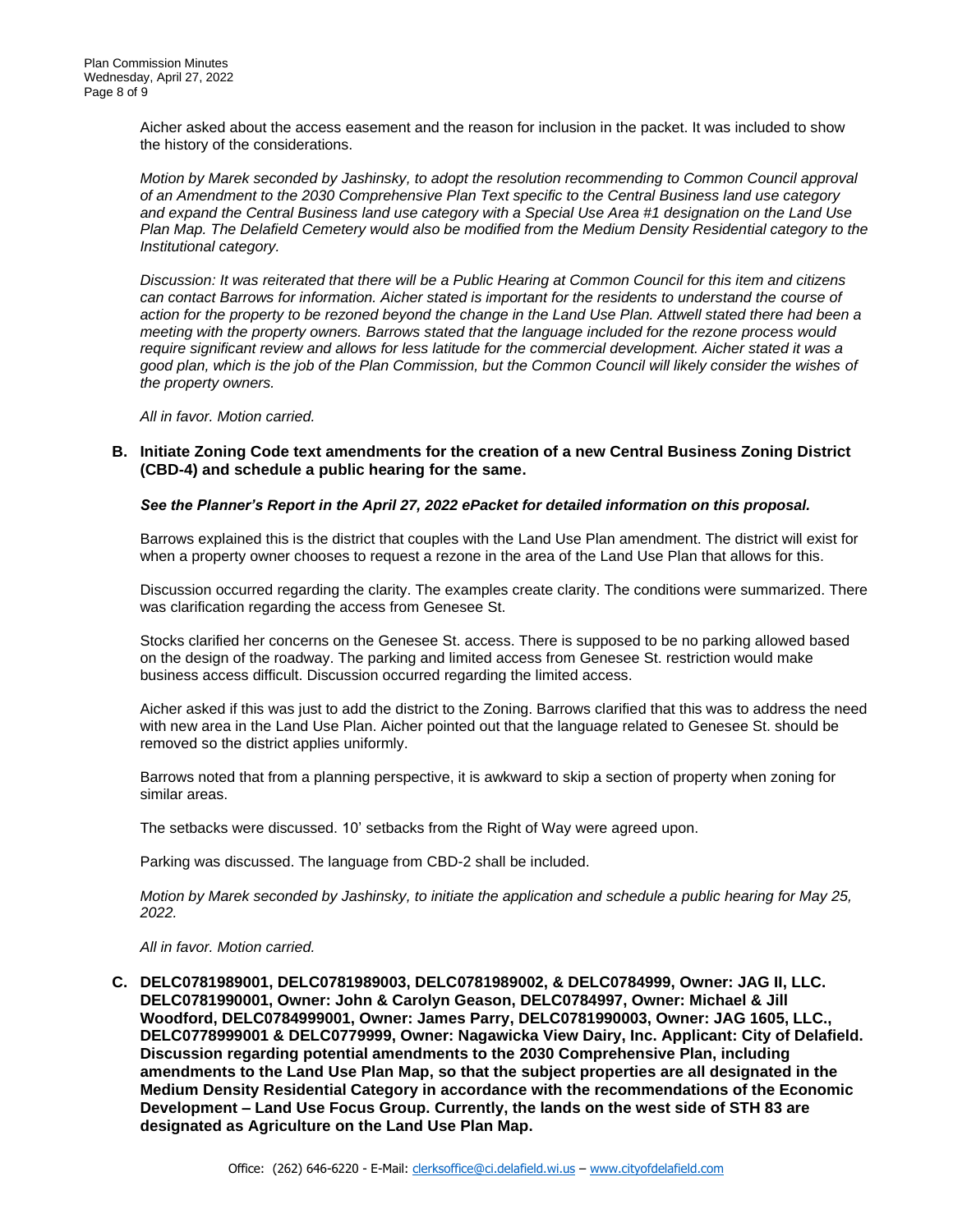Aicher asked about the access easement and the reason for inclusion in the packet. It was included to show the history of the considerations.

*Motion by Marek seconded by Jashinsky, to adopt the resolution recommending to Common Council approval of an Amendment to the 2030 Comprehensive Plan Text specific to the Central Business land use category and expand the Central Business land use category with a Special Use Area #1 designation on the Land Use Plan Map. The Delafield Cemetery would also be modified from the Medium Density Residential category to the Institutional category.*

*Discussion: It was reiterated that there will be a Public Hearing at Common Council for this item and citizens can contact Barrows for information. Aicher stated is important for the residents to understand the course of action for the property to be rezoned beyond the change in the Land Use Plan. Attwell stated there had been a meeting with the property owners. Barrows stated that the language included for the rezone process would require significant review and allows for less latitude for the commercial development. Aicher stated it was a good plan, which is the job of the Plan Commission, but the Common Council will likely consider the wishes of the property owners.*

*All in favor. Motion carried.*

**B. Initiate Zoning Code text amendments for the creation of a new Central Business Zoning District (CBD-4) and schedule a public hearing for the same.**

***See the Planner's Report in the April 27, 2022 ePacket for detailed information on this proposal.***

Barrows explained this is the district that couples with the Land Use Plan amendment. The district will exist for when a property owner chooses to request a rezone in the area of the Land Use Plan that allows for this.

Discussion occurred regarding the clarity. The examples create clarity. The conditions were summarized. There was clarification regarding the access from Genesee St.

Stocks clarified her concerns on the Genesee St. access. There is supposed to be no parking allowed based on the design of the roadway. The parking and limited access from Genesee St. restriction would make business access difficult. Discussion occurred regarding the limited access.

Aicher asked if this was just to add the district to the Zoning. Barrows clarified that this was to address the need with new area in the Land Use Plan. Aicher pointed out that the language related to Genesee St. should be removed so the district applies uniformly.

Barrows noted that from a planning perspective, it is awkward to skip a section of property when zoning for similar areas.

The setbacks were discussed. 10' setbacks from the Right of Way were agreed upon.

Parking was discussed. The language from CBD-2 shall be included.

*Motion by Marek seconded by Jashinsky, to initiate the application and schedule a public hearing for May 25, 2022.*

*All in favor. Motion carried.*

**C. DELC0781989001, DELC0781989003, DELC0781989002, & DELC0784999, Owner: JAG II, LLC. DELC0781990001, Owner: John & Carolyn Geason, DELC0784997, Owner: Michael & Jill Woodford, DELC0784999001, Owner: James Parry, DELC0781990003, Owner: JAG 1605, LLC., DELC0778999001 & DELC0779999, Owner: Nagawicka View Dairy, Inc. Applicant: City of Delafield. Discussion regarding potential amendments to the 2030 Comprehensive Plan, including amendments to the Land Use Plan Map, so that the subject properties are all designated in the Medium Density Residential Category in accordance with the recommendations of the Economic Development – Land Use Focus Group. Currently, the lands on the west side of STH 83 are designated as Agriculture on the Land Use Plan Map.**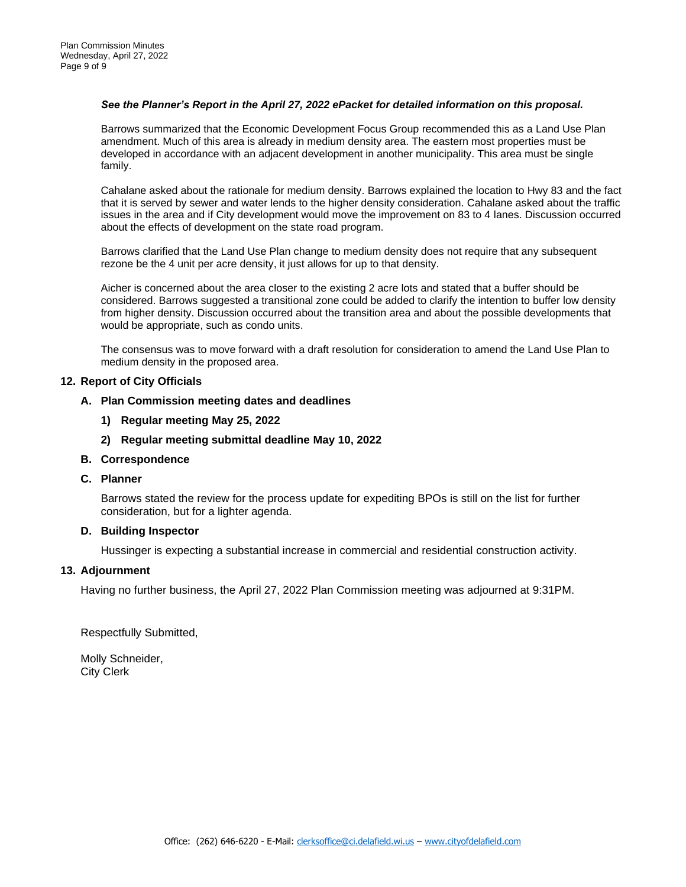***See the Planner's Report in the April 27, 2022 ePacket for detailed information on this proposal.***

Barrows summarized that the Economic Development Focus Group recommended this as a Land Use Plan amendment. Much of this area is already in medium density area. The eastern most properties must be developed in accordance with an adjacent development in another municipality. This area must be single family.

Cahalane asked about the rationale for medium density. Barrows explained the location to Hwy 83 and the fact that it is served by sewer and water lends to the higher density consideration. Cahalane asked about the traffic issues in the area and if City development would move the improvement on 83 to 4 lanes. Discussion occurred about the effects of development on the state road program.

Barrows clarified that the Land Use Plan change to medium density does not require that any subsequent rezone be the 4 unit per acre density, it just allows for up to that density.

Aicher is concerned about the area closer to the existing 2 acre lots and stated that a buffer should be considered. Barrows suggested a transitional zone could be added to clarify the intention to buffer low density from higher density. Discussion occurred about the transition area and about the possible developments that would be appropriate, such as condo units.

The consensus was to move forward with a draft resolution for consideration to amend the Land Use Plan to medium density in the proposed area.

**12. Report of City Officials**

**A. Plan Commission meeting dates and deadlines**

**1) Regular meeting May 25, 2022**

**2) Regular meeting submittal deadline May 10, 2022**

**B. Correspondence**

**C. Planner**

Barrows stated the review for the process update for expediting BPOs is still on the list for further consideration, but for a lighter agenda.

**D. Building Inspector**

Hussinger is expecting a substantial increase in commercial and residential construction activity.

**13. Adjournment**

Having no further business, the April 27, 2022 Plan Commission meeting was adjourned at 9:31PM.

Respectfully Submitted,

Molly Schneider,
City Clerk

Office: (262) 646-6220 - E-Mail: clerksoffice@ci.delafield.wi.us – www.cityofdelafield.com